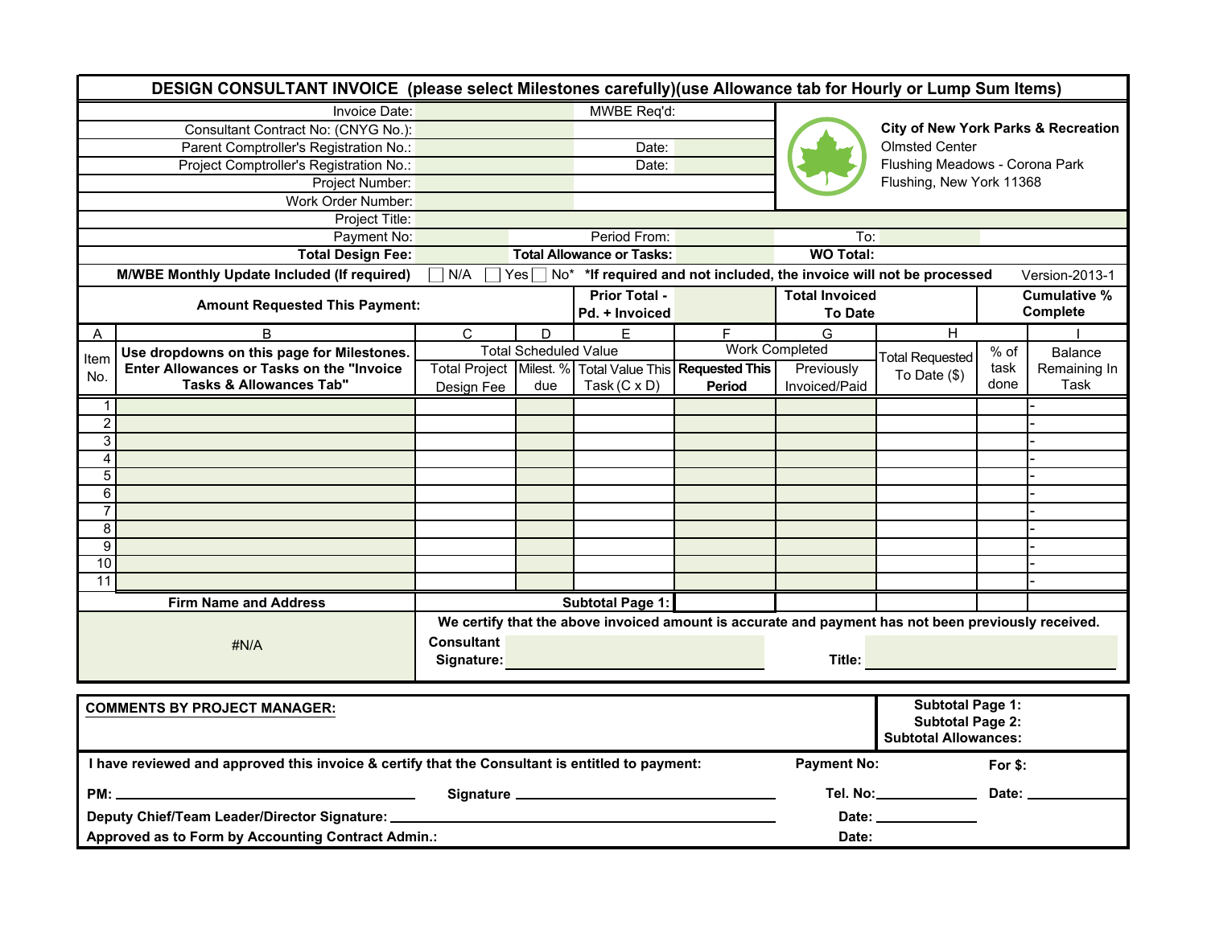# DESIGN CONSULTANT INVOICE (please select Milestones carefully)(use Allowance tab for Hourly or Lump Sum Items)

| | | | |
|---|---|---|---|
| Invoice Date: | | MWBE Req'd: | |
| Consultant Contract No: (CNYG No.): | | | |
| Parent Comptroller's Registration No.: | | Date: | |
| Project Comptroller's Registration No.: | | Date: | |
| Project Number: | | | |
| Work Order Number: | | | |

**City of New York Parks & Recreation**
Olmsted Center
Flushing Meadows - Corona Park
Flushing, New York 11368

| | | | | | |
|---|---|---|---|---|---|
| Project Title: | | | | | |
| Payment No: | | Period From: | | To: | |
| **Total Design Fee:** | | **Total Allowance or Tasks:** | | **WO Total:** | |

**M/WBE Monthly Update Included (If required)** ☐ N/A ☐ Yes ☐ No* **\*If required and not included, the invoice will not be processed** Version-2013-1

| **Amount Requested This Payment:** | | **Prior Total - Pd. + Invoiced** | | **Total Invoiced To Date** | | **Cumulative % Complete** |
|---|---|---|---|---|---|---|

| A | B | C | D | E | F | G | H | | I |
|---|---|---|---|---|---|---|---|---|---|
| Item No. | **Use dropdowns on this page for Milestones. Enter Allowances or Tasks on the "Invoice Tasks & Allowances Tab"** | Total Scheduled Value | | | Work Completed | | Total Requested To Date ($) | % of task done | Balance Remaining In Task |
| | | Total Project Design Fee | Milest. % due | Total Value This Task (C x D) | **Requested This Period** | Previously Invoiced/Paid | | | |
| 1 | | | | | | | | | - |
| 2 | | | | | | | | | - |
| 3 | | | | | | | | | - |
| 4 | | | | | | | | | - |
| 5 | | | | | | | | | - |
| 6 | | | | | | | | | - |
| 7 | | | | | | | | | - |
| 8 | | | | | | | | | - |
| 9 | | | | | | | | | - |
| 10 | | | | | | | | | - |
| 11 | | | | | | | | | - |
| | **Firm Name and Address** | | | **Subtotal Page 1:** | | | | | |

#N/A

**We certify that the above invoiced amount is accurate and payment has not been previously received.**

**Consultant Signature:** ____________________ **Title:** ____________________

**COMMENTS BY PROJECT MANAGER:**

**Subtotal Page 1:**
**Subtotal Page 2:**
**Subtotal Allowances:**

**I have reviewed and approved this invoice & certify that the Consultant is entitled to payment:** **Payment No:** **For $:**

**PM:** ____________________ **Signature** ____________________ **Tel. No:** __________ **Date:** __________

**Deputy Chief/Team Leader/Director Signature:** ____________________ **Date:** __________

**Approved as to Form by Accounting Contract Admin.:** **Date:**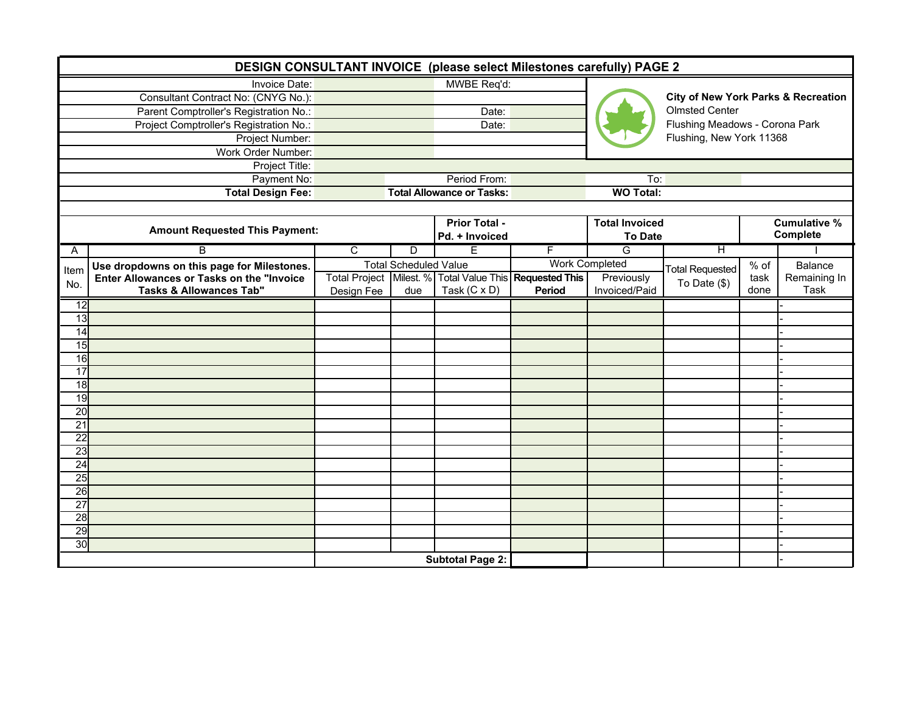# DESIGN CONSULTANT INVOICE (please select Milestones carefully) PAGE 2

| | | | |
|---|---|---|---|
| Invoice Date: | | MWBE Req'd: | |
| Consultant Contract No: (CNYG No.): | | | |
| Parent Comptroller's Registration No.: | | Date: | |
| Project Comptroller's Registration No.: | | Date: | |
| Project Number: | | | |
| Work Order Number: | | | |

**City of New York Parks & Recreation**
Olmsted Center
Flushing Meadows - Corona Park
Flushing, New York 11368

| | | | | | |
|---|---|---|---|---|---|
| Project Title: | | | | | |
| Payment No: | | Period From: | | To: | |
| **Total Design Fee:** | | **Total Allowance or Tasks:** | | **WO Total:** | |

| **Amount Requested This Payment:** | **Prior Total - Pd. + Invoiced** | **Total Invoiced To Date** | **Cumulative % Complete** |
|---|---|---|---|
| | | | |

| A | B | C | D | E | F | G | H | | I |
|---|---|---|---|---|---|---|---|---|---|
| Item No. | **Use dropdowns on this page for Milestones. Enter Allowances or Tasks on the "Invoice Tasks & Allowances Tab"** | Total Scheduled Value | | | Work Completed | | Total Requested To Date ($) | % of task done | Balance Remaining In Task |
| | | Total Project Design Fee | Milest. % due | Total Value This Task (C x D) | **Requested This Period** | Previously Invoiced/Paid | | | |
| 12 | | | | | | | | | - |
| 13 | | | | | | | | | - |
| 14 | | | | | | | | | - |
| 15 | | | | | | | | | - |
| 16 | | | | | | | | | - |
| 17 | | | | | | | | | - |
| 18 | | | | | | | | | - |
| 19 | | | | | | | | | - |
| 20 | | | | | | | | | - |
| 21 | | | | | | | | | - |
| 22 | | | | | | | | | - |
| 23 | | | | | | | | | - |
| 24 | | | | | | | | | - |
| 25 | | | | | | | | | - |
| 26 | | | | | | | | | - |
| 27 | | | | | | | | | - |
| 28 | | | | | | | | | - |
| 29 | | | | | | | | | - |
| 30 | | | | | | | | | - |
| | | | | **Subtotal Page 2:** | | | | | - |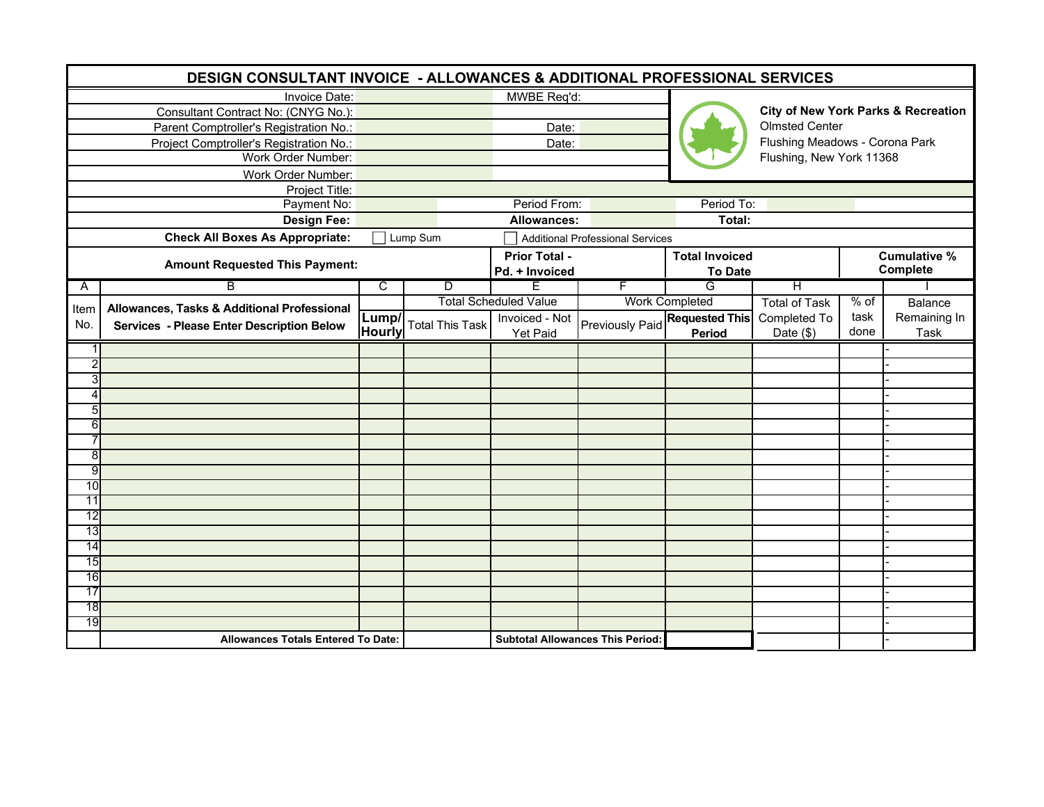# DESIGN CONSULTANT INVOICE - ALLOWANCES & ADDITIONAL PROFESSIONAL SERVICES

| | | | |
|---|---|---|---|
| Invoice Date: | | MWBE Req'd: | |
| Consultant Contract No: (CNYG No.): | | | |
| Parent Comptroller's Registration No.: | | Date: | |
| Project Comptroller's Registration No.: | | Date: | |
| Work Order Number: | | | |
| Work Order Number: | | | |

**City of New York Parks & Recreation**
Olmsted Center
Flushing Meadows - Corona Park
Flushing, New York 11368

| | | | | | |
|---|---|---|---|---|---|
| Project Title: | | | | | |
| Payment No: | | Period From: | | Period To: | |
| **Design Fee:** | | **Allowances:** | | **Total:** | |

**Check All Boxes As Appropriate:** ☐ Lump Sum ☐ Additional Professional Services

| **Amount Requested This Payment:** | **Prior Total - Pd. + Invoiced** | **Total Invoiced To Date** | **Cumulative % Complete** |
|---|---|---|---|
| | | | |

| A | B | C | D | E | F | G | H | | I |
|---|---|---|---|---|---|---|---|---|---|
| | | | Total Scheduled Value | | Work Completed | | | | |
| Item No. | **Allowances, Tasks & Additional Professional Services - Please Enter Description Below** | **Lump/ Hourly** | Total This Task | Invoiced - Not Yet Paid | Previously Paid | **Requested This Period** | Total of Task Completed To Date ($) | % of task done | Balance Remaining In Task |
| 1 | | | | | | | | | - |
| 2 | | | | | | | | | - |
| 3 | | | | | | | | | - |
| 4 | | | | | | | | | - |
| 5 | | | | | | | | | - |
| 6 | | | | | | | | | - |
| 7 | | | | | | | | | - |
| 8 | | | | | | | | | - |
| 9 | | | | | | | | | - |
| 10 | | | | | | | | | - |
| 11 | | | | | | | | | - |
| 12 | | | | | | | | | - |
| 13 | | | | | | | | | - |
| 14 | | | | | | | | | - |
| 15 | | | | | | | | | - |
| 16 | | | | | | | | | - |
| 17 | | | | | | | | | - |
| 18 | | | | | | | | | - |
| 19 | | | | | | | | | - |
| | **Allowances Totals Entered To Date:** | | | **Subtotal Allowances This Period:** | | | | | - |